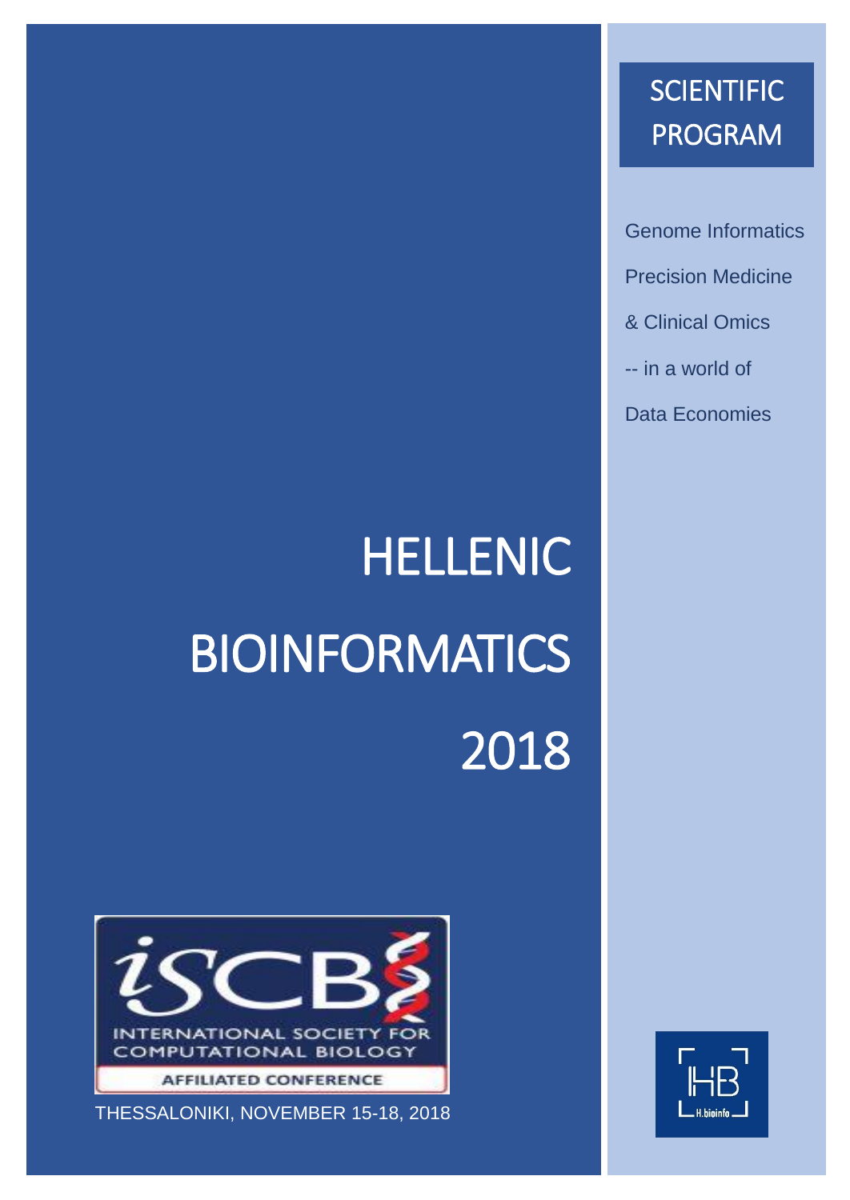# SCIENTIFIC PROGRAM

Genome Informatics

Precision Medicine

& Clinical Omics

-- in a world of

Data Economies

# HELLENIC BIOINFORMATICS 2018

iSCB INTERNATIONAL SOCIETY FOR COMPUTATIONAL BIOLOGY

AFFILIATED CONFERENCE

THESSALONIKI, NOVEMBER 15-18, 2018

HB H.bioinfo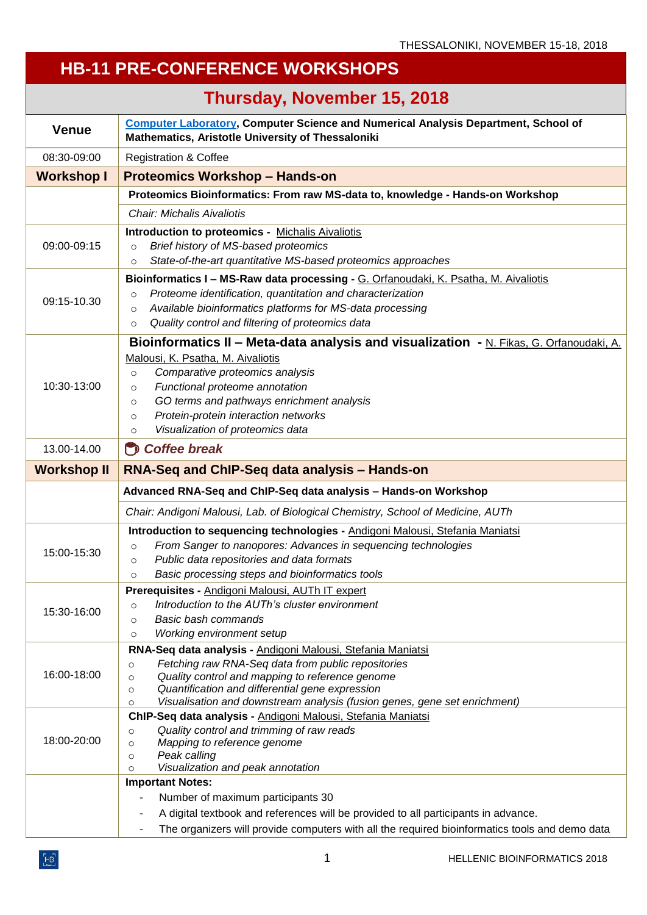# HB-11 PRE-CONFERENCE WORKSHOPS

## Thursday, November 15, 2018

| Venue | Computer Laboratory, **Computer Science and Numerical Analysis Department, School of Mathematics, Aristotle University of Thessaloniki** |
|---|---|
| 08:30-09:00 | Registration & Coffee |
| **Workshop I** | **Proteomics Workshop – Hands-on** |
| | **Proteomics Bioinformatics: From raw MS-data to, knowledge - Hands-on Workshop** |
| | *Chair: Michalis Aivaliotis* |
| 09:00-09:15 | **Introduction to proteomics -** Michalis Aivaliotis<br>○ *Brief history of MS-based proteomics*<br>○ *State-of-the-art quantitative MS-based proteomics approaches* |
| 09:15-10.30 | **Bioinformatics I – MS-Raw data processing -** G. Orfanoudaki, K. Psatha, M. Aivaliotis<br>○ *Proteome identification, quantitation and characterization*<br>○ *Available bioinformatics platforms for MS-data processing*<br>○ *Quality control and filtering of proteomics data* |
| 10:30-13:00 | **Bioinformatics II – Meta-data analysis and visualization -** N. Fikas, G. Orfanoudaki, A. Malousi, K. Psatha, M. Aivaliotis<br>○ *Comparative proteomics analysis*<br>○ *Functional proteome annotation*<br>○ *GO terms and pathways enrichment analysis*<br>○ *Protein-protein interaction networks*<br>○ *Visualization of proteomics data* |
| 13.00-14.00 | ***Coffee break*** |
| **Workshop II** | **RNA-Seq and ChIP-Seq data analysis – Hands-on** |
| | **Advanced RNA-Seq and ChIP-Seq data analysis – Hands-on Workshop** |
| | *Chair: Andigoni Malousi, Lab. of Biological Chemistry, School of Medicine, AUTh* |
| 15:00-15:30 | **Introduction to sequencing technologies -** Andigoni Malousi, Stefania Maniatsi<br>○ *From Sanger to nanopores: Advances in sequencing technologies*<br>○ *Public data repositories and data formats*<br>○ *Basic processing steps and bioinformatics tools* |
| 15:30-16:00 | **Prerequisites -** Andigoni Malousi, AUTh IT expert<br>○ *Introduction to the AUTh's cluster environment*<br>○ *Basic bash commands*<br>○ *Working environment setup* |
| 16:00-18:00 | **RNA-Seq data analysis -** Andigoni Malousi, Stefania Maniatsi<br>○ *Fetching raw RNA-Seq data from public repositories*<br>○ *Quality control and mapping to reference genome*<br>○ *Quantification and differential gene expression*<br>○ *Visualisation and downstream analysis (fusion genes, gene set enrichment)* |
| 18:00-20:00 | **ChIP-Seq data analysis -** Andigoni Malousi, Stefania Maniatsi<br>○ *Quality control and trimming of raw reads*<br>○ *Mapping to reference genome*<br>○ *Peak calling*<br>○ *Visualization and peak annotation* |
| | **Important Notes:**<br>- Number of maximum participants 30<br>- A digital textbook and references will be provided to all participants in advance.<br>- The organizers will provide computers with all the required bioinformatics tools and demo data |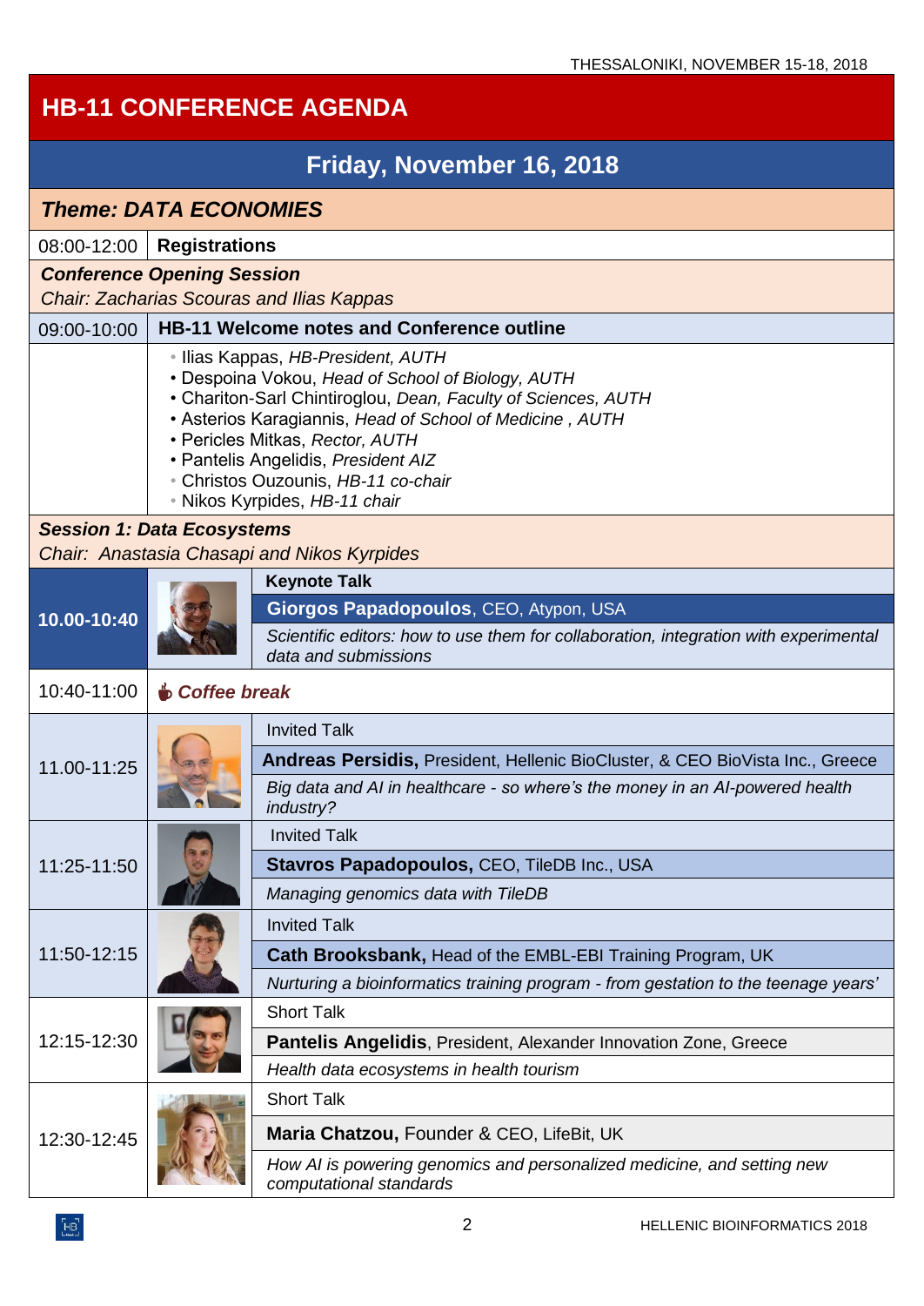# HB-11 CONFERENCE AGENDA

## Friday, November 16, 2018

### *Theme: DATA ECONOMIES*

| | |
|---|---|
| 08:00-12:00 | **Registrations** |

***Conference Opening Session***
*Chair: Zacharias Scouras and Ilias Kappas*

| | |
|---|---|
| 09:00-10:00 | **HB-11 Welcome notes and Conference outline** |
| | • Ilias Kappas, *HB-President, AUTH*<br>• Despoina Vokou, *Head of School of Biology, AUTH*<br>• Chariton-Sarl Chintiroglou, *Dean, Faculty of Sciences, AUTH*<br>• Asterios Karagiannis, *Head of School of Medicine , AUTH*<br>• Pericles Mitkas, *Rector, AUTH*<br>• Pantelis Angelidis, *President AIZ*<br>• Christos Ouzounis, *HB-11 co-chair*<br>• Nikos Kyrpides, *HB-11 chair* |

***Session 1: Data Ecosystems***
*Chair:  Anastasia Chasapi and Nikos Kyrpides*

| Time | Talk |
|---|---|
| **10.00-10:40** | **Keynote Talk**<br>**Giorgos Papadopoulos**, CEO, Atypon, USA<br>*Scientific editors: how to use them for collaboration, integration with experimental data and submissions* |
| 10:40-11:00 | ***Coffee break*** |
| 11.00-11:25 | Invited Talk<br>**Andreas Persidis,** President, Hellenic BioCluster, & CEO BioVista Inc., Greece<br>*Big data and AI in healthcare - so where's the money in an AI-powered health industry?* |
| 11:25-11:50 | Invited Talk<br>**Stavros Papadopoulos,** CEO, TileDB Inc., USA<br>*Managing genomics data with TileDB* |
| 11:50-12:15 | Invited Talk<br>**Cath Brooksbank,** Head of the EMBL-EBI Training Program, UK<br>*Nurturing a bioinformatics training program - from gestation to the teenage years'* |
| 12:15-12:30 | Short Talk<br>**Pantelis Angelidis**, President, Alexander Innovation Zone, Greece<br>*Health data ecosystems in health tourism* |
| 12:30-12:45 | Short Talk<br>**Maria Chatzou,** Founder & CEO, LifeBit, UK<br>*How AI is powering genomics and personalized medicine, and setting new computational standards* |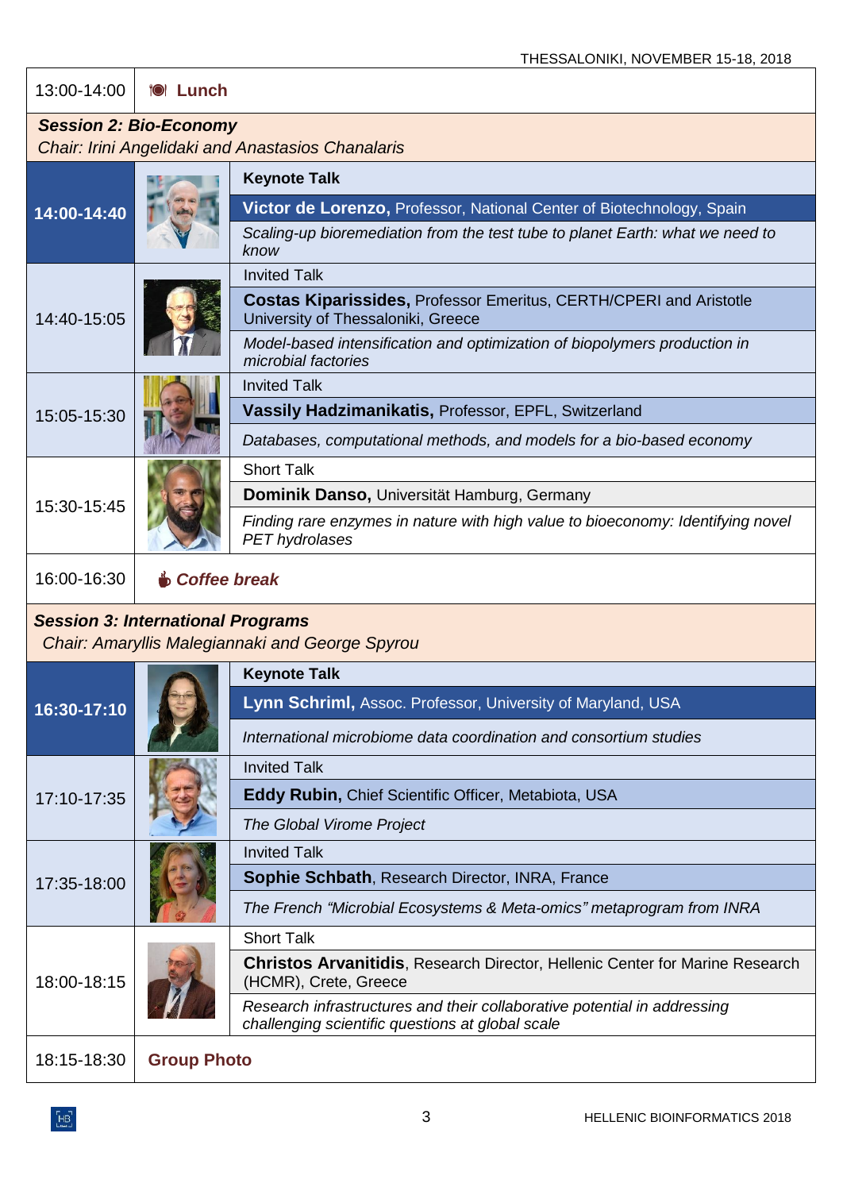| 13:00-14:00 | Lunch |
|---|---|

**Session 2: Bio-Economy**
*Chair: Irini Angelidaki and Anastasios Chanalaris*

| Time | Talk |
|---|---|
| **14:00-14:40** | **Keynote Talk**<br>**Victor de Lorenzo,** Professor, National Center of Biotechnology, Spain<br>*Scaling-up bioremediation from the test tube to planet Earth: what we need to know* |
| 14:40-15:05 | Invited Talk<br>**Costas Kiparissides,** Professor Emeritus, CERTH/CPERI and Aristotle University of Thessaloniki, Greece<br>*Model-based intensification and optimization of biopolymers production in microbial factories* |
| 15:05-15:30 | Invited Talk<br>**Vassily Hadzimanikatis,** Professor, EPFL, Switzerland<br>*Databases, computational methods, and models for a bio-based economy* |
| 15:30-15:45 | Short Talk<br>**Dominik Danso,** Universität Hamburg, Germany<br>*Finding rare enzymes in nature with high value to bioeconomy: Identifying novel PET hydrolases* |
| 16:00-16:30 | ***Coffee break*** |

**Session 3: International Programs**
*Chair: Amaryllis Malegiannaki and George Spyrou*

| Time | Talk |
|---|---|
| **16:30-17:10** | **Keynote Talk**<br>**Lynn Schriml,** Assoc. Professor, University of Maryland, USA<br>*International microbiome data coordination and consortium studies* |
| 17:10-17:35 | Invited Talk<br>**Eddy Rubin,** Chief Scientific Officer, Metabiota, USA<br>*The Global Virome Project* |
| 17:35-18:00 | Invited Talk<br>**Sophie Schbath**, Research Director, INRA, France<br>*The French "Microbial Ecosystems & Meta-omics" metaprogram from INRA* |
| 18:00-18:15 | Short Talk<br>**Christos Arvanitidis**, Research Director, Hellenic Center for Marine Research (HCMR), Crete, Greece<br>*Research infrastructures and their collaborative potential in addressing challenging scientific questions at global scale* |
| 18:15-18:30 | **Group Photo** |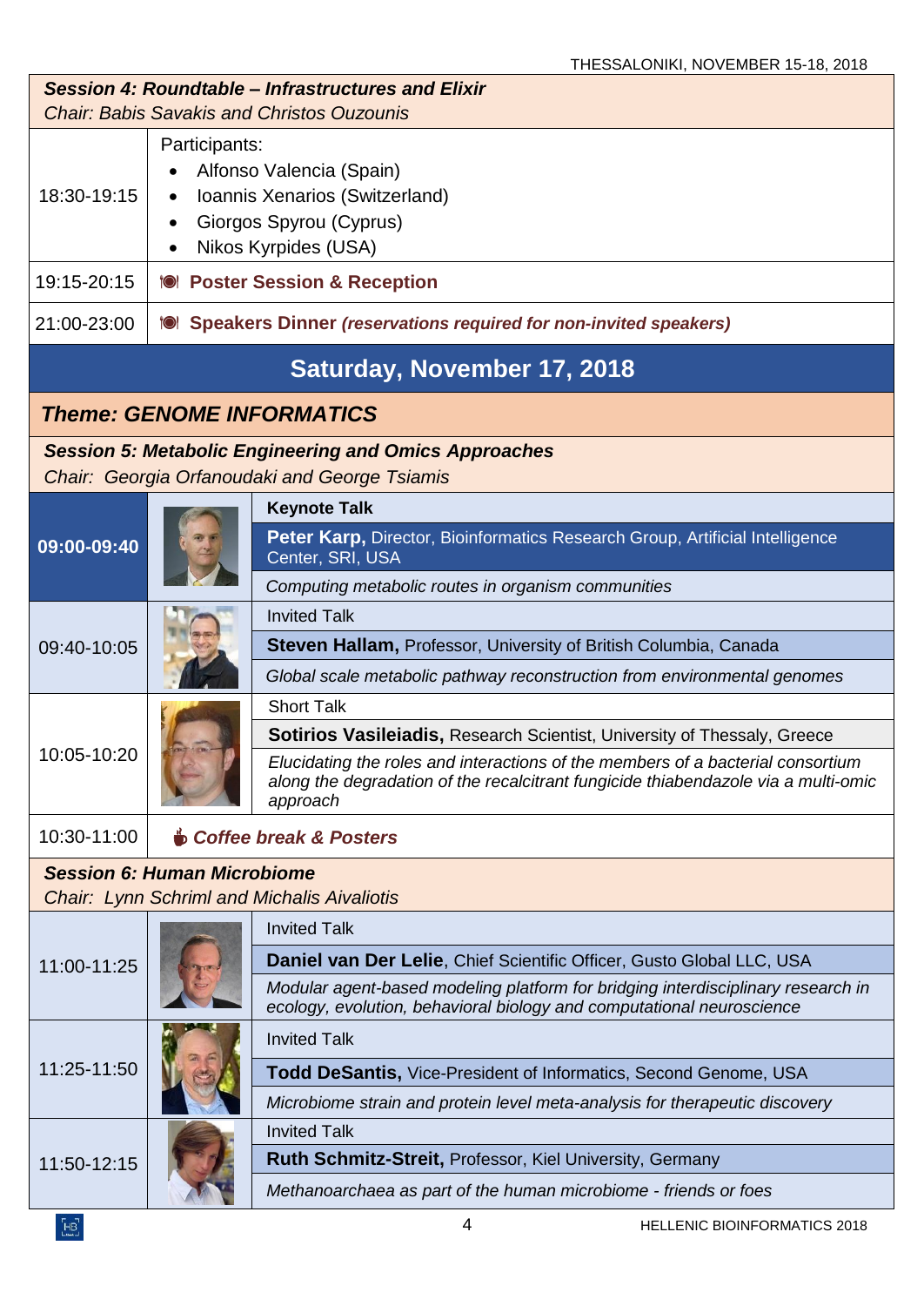**Session 4: Roundtable – Infrastructures and Elixir**
*Chair: Babis Savakis and Christos Ouzounis*

| | |
|---|---|
| 18:30-19:15 | Participants:<br>• Alfonso Valencia (Spain)<br>• Ioannis Xenarios (Switzerland)<br>• Giorgos Spyrou (Cyprus)<br>• Nikos Kyrpides (USA) |
| 19:15-20:15 | **Poster Session & Reception** |
| 21:00-23:00 | **Speakers Dinner** ***(reservations required for non-invited speakers)*** |

## Saturday, November 17, 2018

### *Theme: GENOME INFORMATICS*

**Session 5: Metabolic Engineering and Omics Approaches**
*Chair: Georgia Orfanoudaki and George Tsiamis*

| | |
|---|---|
| **09:00-09:40** | **Keynote Talk**<br>**Peter Karp,** Director, Bioinformatics Research Group, Artificial Intelligence Center, SRI, USA<br>*Computing metabolic routes in organism communities* |
| 09:40-10:05 | Invited Talk<br>**Steven Hallam,** Professor, University of British Columbia, Canada<br>*Global scale metabolic pathway reconstruction from environmental genomes* |
| 10:05-10:20 | Short Talk<br>**Sotirios Vasileiadis,** Research Scientist, University of Thessaly, Greece<br>*Elucidating the roles and interactions of the members of a bacterial consortium along the degradation of the recalcitrant fungicide thiabendazole via a multi-omic approach* |
| 10:30-11:00 | ***Coffee break & Posters*** |

**Session 6: Human Microbiome**
*Chair: Lynn Schriml and Michalis Aivaliotis*

| | |
|---|---|
| 11:00-11:25 | Invited Talk<br>**Daniel van Der Lelie**, Chief Scientific Officer, Gusto Global LLC, USA<br>*Modular agent-based modeling platform for bridging interdisciplinary research in ecology, evolution, behavioral biology and computational neuroscience* |
| 11:25-11:50 | Invited Talk<br>**Todd DeSantis,** Vice-President of Informatics, Second Genome, USA<br>*Microbiome strain and protein level meta-analysis for therapeutic discovery* |
| 11:50-12:15 | Invited Talk<br>**Ruth Schmitz-Streit,** Professor, Kiel University, Germany<br>*Methanoarchaea as part of the human microbiome - friends or foes* |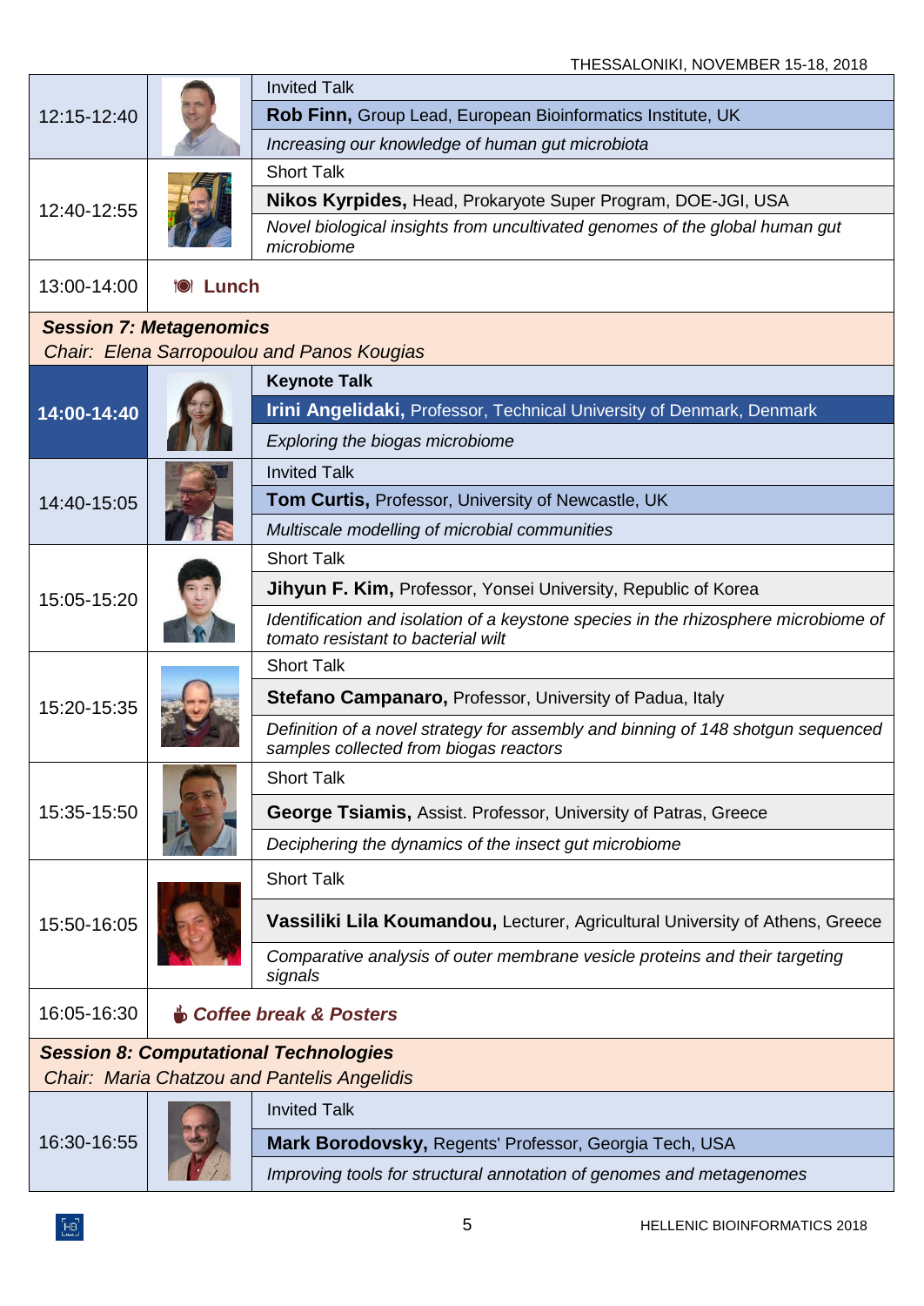| Time | | Details |
|---|---|---|
| 12:15-12:40 | | Invited Talk |
| | | **Rob Finn,** Group Lead, European Bioinformatics Institute, UK |
| | | *Increasing our knowledge of human gut microbiota* |
| 12:40-12:55 | | Short Talk |
| | | **Nikos Kyrpides,** Head, Prokaryote Super Program, DOE-JGI, USA |
| | | *Novel biological insights from uncultivated genomes of the global human gut microbiome* |
| 13:00-14:00 | **Lunch** | |

**Session 7: Metagenomics**
*Chair: Elena Sarropoulou and Panos Kougias*

| Time | | Details |
|---|---|---|
| **14:00-14:40** | | **Keynote Talk** |
| | | **Irini Angelidaki,** Professor, Technical University of Denmark, Denmark |
| | | *Exploring the biogas microbiome* |
| 14:40-15:05 | | Invited Talk |
| | | **Tom Curtis,** Professor, University of Newcastle, UK |
| | | *Multiscale modelling of microbial communities* |
| 15:05-15:20 | | Short Talk |
| | | **Jihyun F. Kim,** Professor, Yonsei University, Republic of Korea |
| | | *Identification and isolation of a keystone species in the rhizosphere microbiome of tomato resistant to bacterial wilt* |
| 15:20-15:35 | | Short Talk |
| | | **Stefano Campanaro,** Professor, University of Padua, Italy |
| | | *Definition of a novel strategy for assembly and binning of 148 shotgun sequenced samples collected from biogas reactors* |
| 15:35-15:50 | | Short Talk |
| | | **George Tsiamis,** Assist. Professor, University of Patras, Greece |
| | | *Deciphering the dynamics of the insect gut microbiome* |
| 15:50-16:05 | | Short Talk |
| | | **Vassiliki Lila Koumandou,** Lecturer, Agricultural University of Athens, Greece |
| | | *Comparative analysis of outer membrane vesicle proteins and their targeting signals* |
| 16:05-16:30 | ***Coffee break & Posters*** | |

**Session 8: Computational Technologies**
*Chair: Maria Chatzou and Pantelis Angelidis*

| Time | | Details |
|---|---|---|
| 16:30-16:55 | | Invited Talk |
| | | **Mark Borodovsky,** Regents' Professor, Georgia Tech, USA |
| | | *Improving tools for structural annotation of genomes and metagenomes* |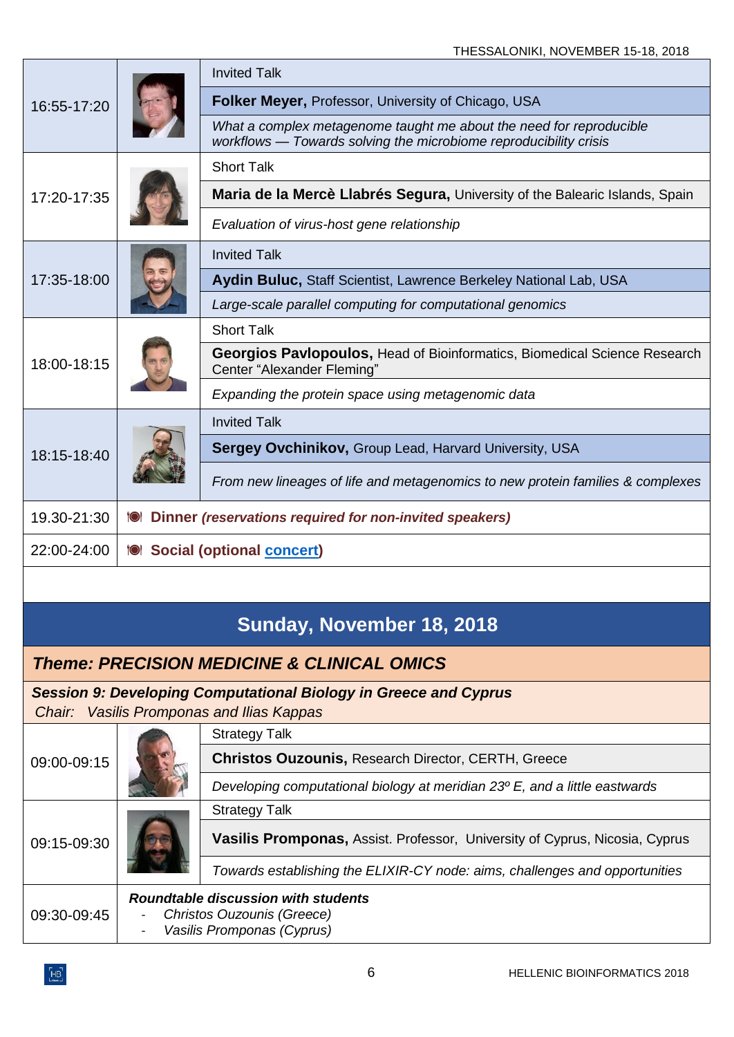| | | |
|---|---|---|
| 16:55-17:20 | | Invited Talk |
| | | **Folker Meyer,** Professor, University of Chicago, USA |
| | | *What a complex metagenome taught me about the need for reproducible workflows — Towards solving the microbiome reproducibility crisis* |
| 17:20-17:35 | | Short Talk |
| | | **Maria de la Mercè Llabrés Segura,** University of the Balearic Islands, Spain |
| | | *Evaluation of virus-host gene relationship* |
| 17:35-18:00 | | Invited Talk |
| | | **Aydin Buluc,** Staff Scientist, Lawrence Berkeley National Lab, USA |
| | | *Large-scale parallel computing for computational genomics* |
| 18:00-18:15 | | Short Talk |
| | | **Georgios Pavlopoulos,** Head of Bioinformatics, Biomedical Science Research Center "Alexander Fleming" |
| | | *Expanding the protein space using metagenomic data* |
| 18:15-18:40 | | Invited Talk |
| | | **Sergey Ovchinikov,** Group Lead, Harvard University, USA |
| | | *From new lineages of life and metagenomics to new protein families & complexes* |
| 19.30-21:30 | **Dinner** *(reservations required for non-invited speakers)* | |
| 22:00-24:00 | **Social (optional concert)** | |

## Sunday, November 18, 2018

### *Theme: PRECISION MEDICINE & CLINICAL OMICS*

***Session 9: Developing Computational Biology in Greece and Cyprus***
*Chair: Vasilis Promponas and Ilias Kappas*

| | | |
|---|---|---|
| 09:00-09:15 | | Strategy Talk |
| | | **Christos Ouzounis,** Research Director, CERTH, Greece |
| | | *Developing computational biology at meridian 23º E, and a little eastwards* |
| 09:15-09:30 | | Strategy Talk |
| | | **Vasilis Promponas,** Assist. Professor, University of Cyprus, Nicosia, Cyprus |
| | | *Towards establishing the ELIXIR-CY node: aims, challenges and opportunities* |
| 09:30-09:45 | ***Roundtable discussion with students*** <br> - *Christos Ouzounis (Greece)* <br> - *Vasilis Promponas (Cyprus)* | |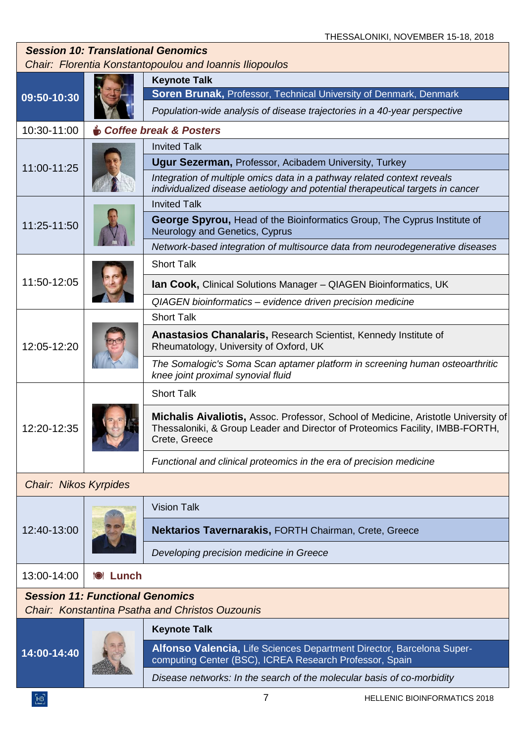## *Session 10: Translational Genomics*

*Chair: Florentia Konstantopoulou and Ioannis Iliopoulos*

| Time | Talk |
|---|---|
| **09:50-10:30** | **Keynote Talk**<br>**Soren Brunak,** Professor, Technical University of Denmark, Denmark<br>*Population-wide analysis of disease trajectories in a 40-year perspective* |
| 10:30-11:00 | ***Coffee break & Posters*** |
| 11:00-11:25 | Invited Talk<br>**Ugur Sezerman,** Professor, Acibadem University, Turkey<br>*Integration of multiple omics data in a pathway related context reveals individualized disease aetiology and potential therapeutical targets in cancer* |
| 11:25-11:50 | Invited Talk<br>**George Spyrou,** Head of the Bioinformatics Group, The Cyprus Institute of Neurology and Genetics, Cyprus<br>*Network-based integration of multisource data from neurodegenerative diseases* |
| 11:50-12:05 | Short Talk<br>**Ian Cook,** Clinical Solutions Manager – QIAGEN Bioinformatics, UK<br>*QIAGEN bioinformatics – evidence driven precision medicine* |
| 12:05-12:20 | Short Talk<br>**Anastasios Chanalaris,** Research Scientist, Kennedy Institute of Rheumatology, University of Oxford, UK<br>*The Somalogic's Soma Scan aptamer platform in screening human osteoarthritic knee joint proximal synovial fluid* |
| 12:20-12:35 | Short Talk<br>**Michalis Aivaliotis,** Assoc. Professor, School of Medicine, Aristotle University of Thessaloniki, & Group Leader and Director of Proteomics Facility, IMBB-FORTH, Crete, Greece<br>*Functional and clinical proteomics in the era of precision medicine* |

*Chair: Nikos Kyrpides*

| Time | Talk |
|---|---|
| 12:40-13:00 | Vision Talk<br>**Nektarios Tavernarakis,** FORTH Chairman, Crete, Greece<br>*Developing precision medicine in Greece* |
| 13:00-14:00 | **Lunch** |

## *Session 11: Functional Genomics*

*Chair: Konstantina Psatha and Christos Ouzounis*

| Time | Talk |
|---|---|
| **14:00-14:40** | **Keynote Talk**<br>**Alfonso Valencia,** Life Sciences Department Director, Barcelona Super-computing Center (BSC), ICREA Research Professor, Spain<br>*Disease networks: In the search of the molecular basis of co-morbidity* |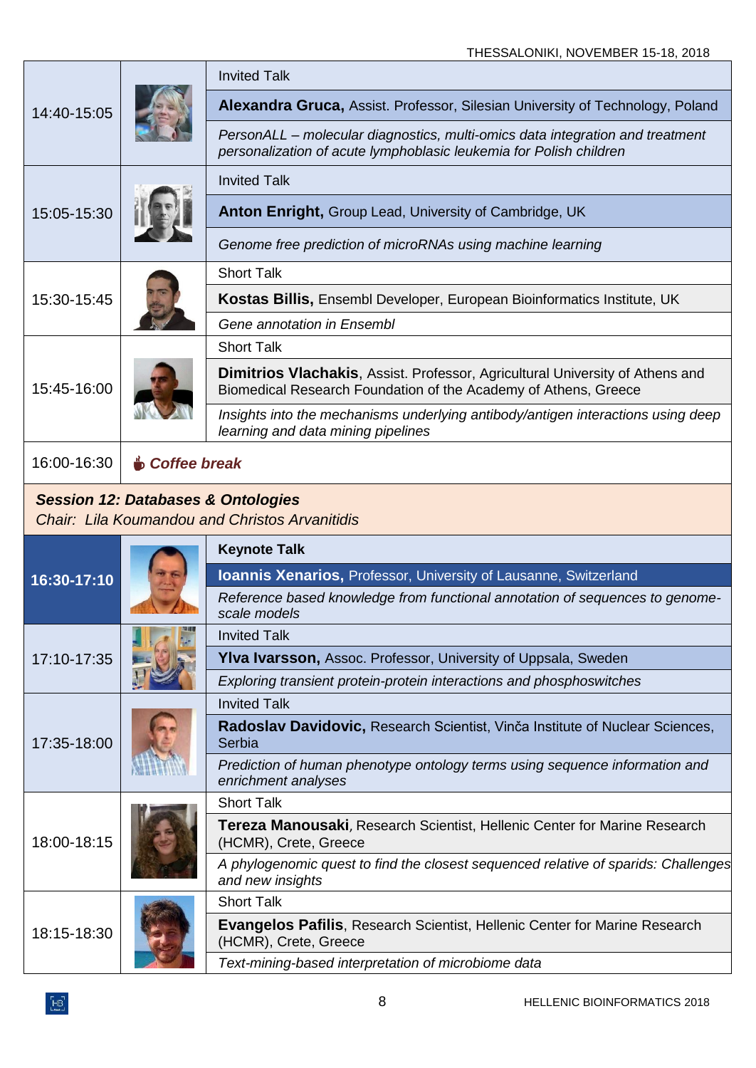| Time | Talk |
|---|---|
| 14:40-15:05 | Invited Talk<br>**Alexandra Gruca,** Assist. Professor, Silesian University of Technology, Poland<br>*PersonALL – molecular diagnostics, multi-omics data integration and treatment personalization of acute lymphoblasic leukemia for Polish children* |
| 15:05-15:30 | Invited Talk<br>**Anton Enright,** Group Lead, University of Cambridge, UK<br>*Genome free prediction of microRNAs using machine learning* |
| 15:30-15:45 | Short Talk<br>**Kostas Billis,** Ensembl Developer, European Bioinformatics Institute, UK<br>*Gene annotation in Ensembl* |
| 15:45-16:00 | Short Talk<br>**Dimitrios Vlachakis**, Assist. Professor, Agricultural University of Athens and Biomedical Research Foundation of the Academy of Athens, Greece<br>*Insights into the mechanisms underlying antibody/antigen interactions using deep learning and data mining pipelines* |
| 16:00-16:30 | ***Coffee break*** |

***Session 12: Databases & Ontologies***
*Chair: Lila Koumandou and Christos Arvanitidis*

| Time | Talk |
|---|---|
| **16:30-17:10** | **Keynote Talk**<br>**Ioannis Xenarios,** Professor, University of Lausanne, Switzerland<br>*Reference based knowledge from functional annotation of sequences to genome-scale models* |
| 17:10-17:35 | Invited Talk<br>**Ylva Ivarsson,** Assoc. Professor, University of Uppsala, Sweden<br>*Exploring transient protein-protein interactions and phosphoswitches* |
| 17:35-18:00 | Invited Talk<br>**Radoslav Davidovic,** Research Scientist, Vinča Institute of Nuclear Sciences, Serbia<br>*Prediction of human phenotype ontology terms using sequence information and enrichment analyses* |
| 18:00-18:15 | Short Talk<br>**Tereza Manousaki**, Research Scientist, Hellenic Center for Marine Research (HCMR), Crete, Greece<br>*A phylogenomic quest to find the closest sequenced relative of sparids: Challenges and new insights* |
| 18:15-18:30 | Short Talk<br>**Evangelos Pafilis**, Research Scientist, Hellenic Center for Marine Research (HCMR), Crete, Greece<br>*Text-mining-based interpretation of microbiome data* |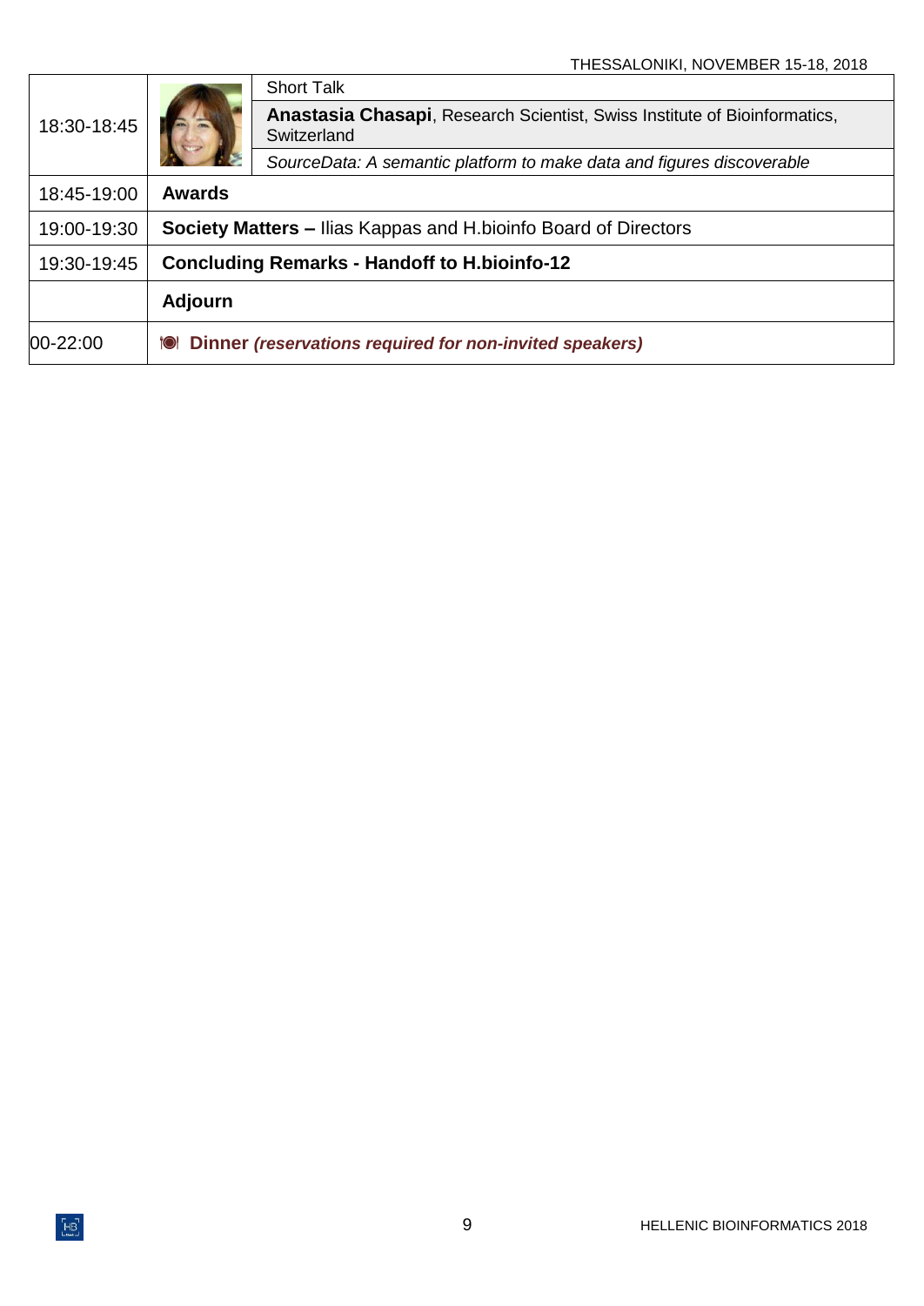| Time | | |
|---|---|---|
| 18:30-18:45 | | Short Talk |
| | | **Anastasia Chasapi**, Research Scientist, Swiss Institute of Bioinformatics, Switzerland |
| | | *SourceData: A semantic platform to make data and figures discoverable* |
| 18:45-19:00 | **Awards** | |
| 19:00-19:30 | **Society Matters –** Ilias Kappas and H.bioinfo Board of Directors | |
| 19:30-19:45 | **Concluding Remarks - Handoff to H.bioinfo-12** | |
| | **Adjourn** | |
| 00-22:00 | **Dinner** ***(reservations required for non-invited speakers)*** | |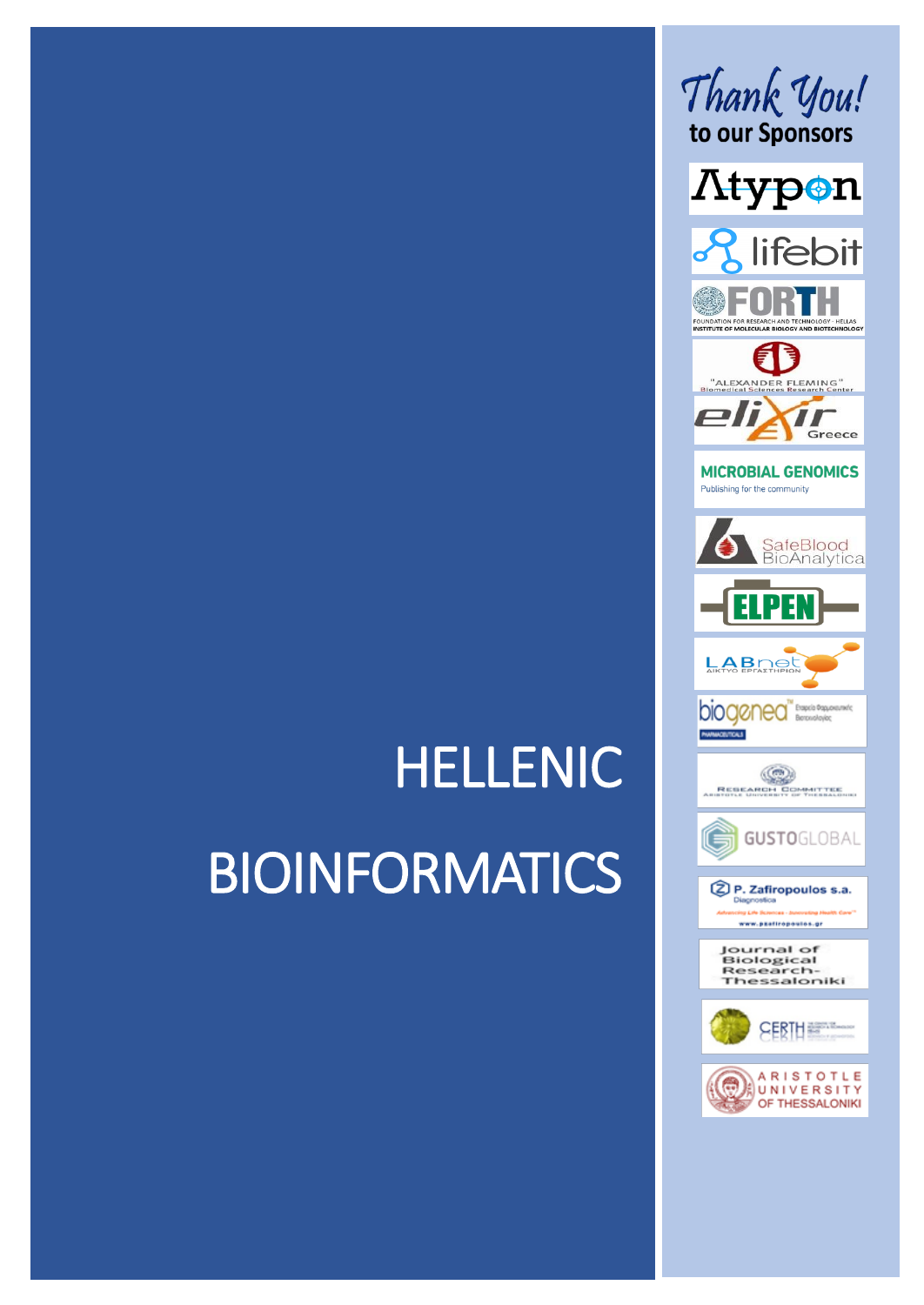# HELLENIC BIOINFORMATICS

Thank You!
to our Sponsors

Atypon

lifebit

FORTH
FOUNDATION FOR RESEARCH AND TECHNOLOGY - HELLAS
INSTITUTE OF MOLECULAR BIOLOGY AND BIOTECHNOLOGY

"ALEXANDER FLEMING"
Biomedical Sciences Research Center

elixir Greece

MICROBIAL GENOMICS
Publishing for the community

SafeBlood BioAnalytica

ELPEN

LABnet
ΔΙΚΤΥΟ ΕΡΓΑΣΤΗΡΙΩΝ

biogenea

RESEARCH COMMITTEE
ARISTOTLE UNIVERSITY OF THESSALONIKI

GUSTOGLOBAL

P. Zafiropoulos s.a.
Diagnostica
www.pzafiropoulos.gr

Journal of Biological Research-Thessaloniki

CERTH

ARISTOTLE UNIVERSITY OF THESSALONIKI